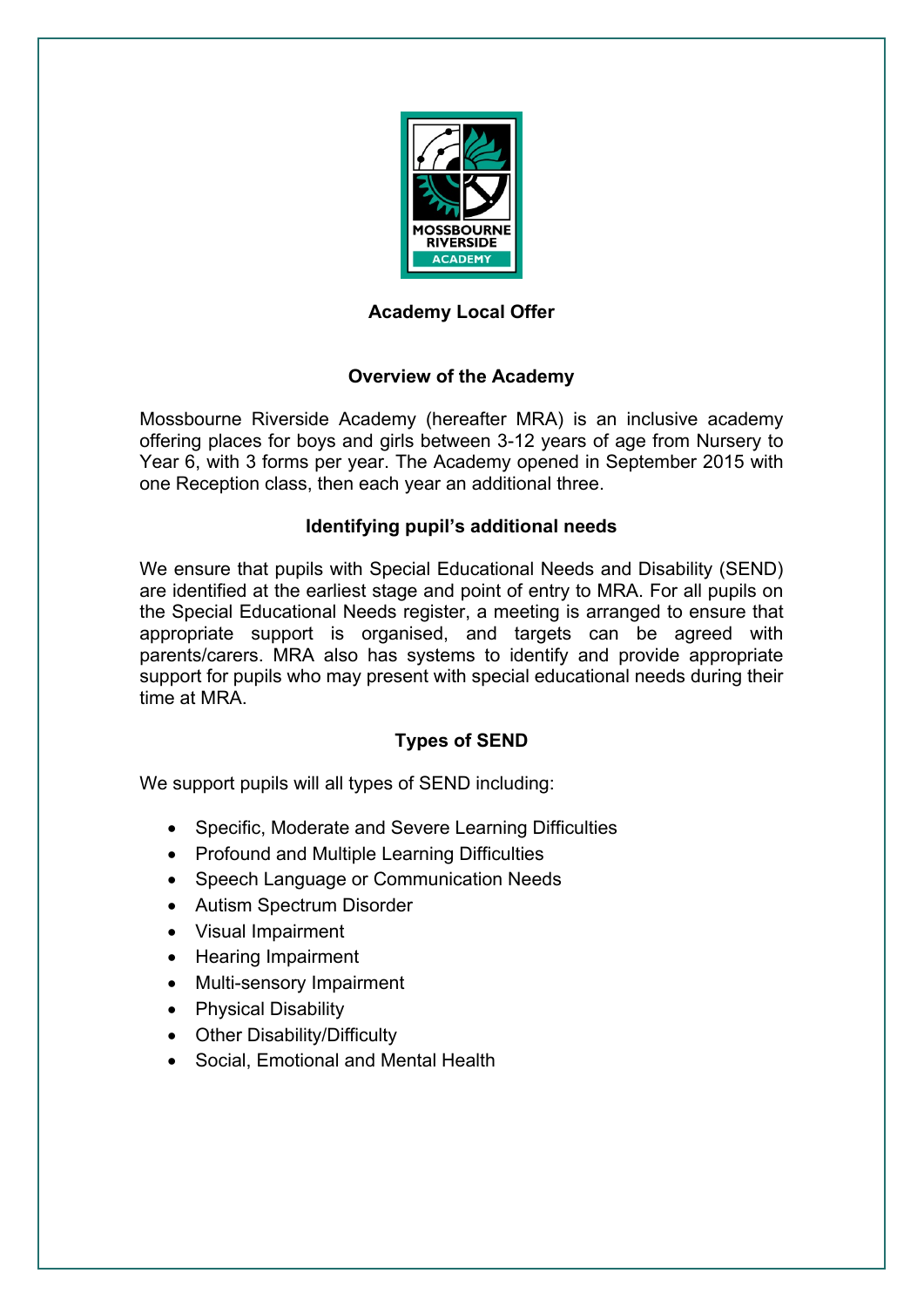# Academy Local Offer

## Overview of the Academy

Mossbourne Riverside Academy (hereafter MRA) is an inclusive academy offering places for boys and girls between 3-12 years of age from Nursery to Year 6, with 3 forms per year. The Academy opened in September 2015 with one Reception class, then each year an additional three.

## Identifying pupil's additional needs

We ensure that pupils with Special Educational Needs and Disability (SEND) are identified at the earliest stage and point of entry to MRA. For all pupils on the Special Educational Needs register, a meeting is arranged to ensure that appropriate support is organised, and targets can be agreed with parents/carers. MRA also has systems to identify and provide appropriate support for pupils who may present with special educational needs during their time at MRA.

## Types of SEND

We support pupils will all types of SEND including:

- Specific, Moderate and Severe Learning Difficulties
- Profound and Multiple Learning Difficulties
- Speech Language or Communication Needs
- Autism Spectrum Disorder
- Visual Impairment
- Hearing Impairment
- Multi-sensory Impairment
- Physical Disability
- Other Disability/Difficulty
- Social, Emotional and Mental Health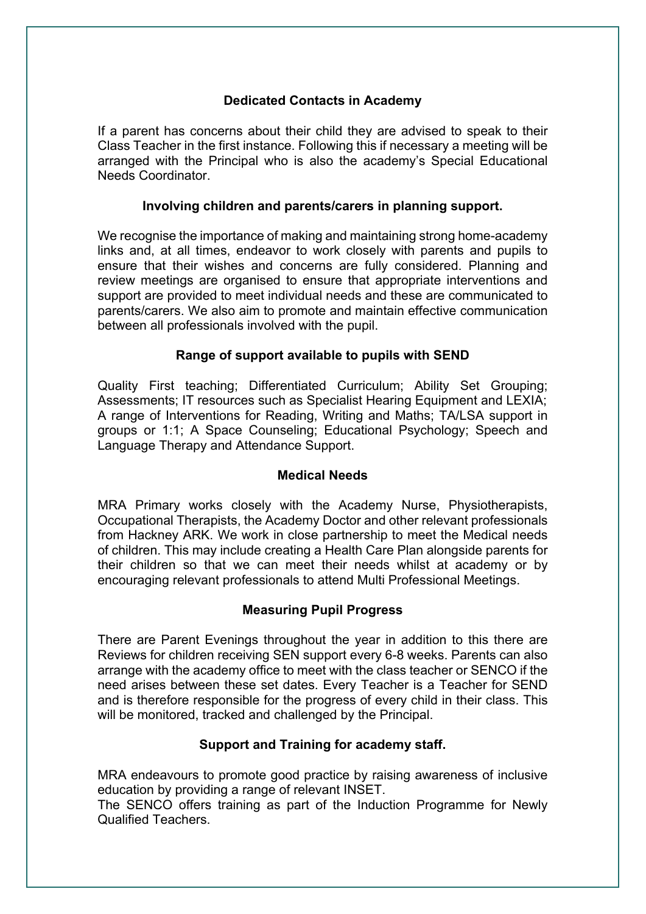## Dedicated Contacts in Academy

If a parent has concerns about their child they are advised to speak to their Class Teacher in the first instance. Following this if necessary a meeting will be arranged with the Principal who is also the academy's Special Educational Needs Coordinator.

## Involving children and parents/carers in planning support.

We recognise the importance of making and maintaining strong home-academy links and, at all times, endeavor to work closely with parents and pupils to ensure that their wishes and concerns are fully considered. Planning and review meetings are organised to ensure that appropriate interventions and support are provided to meet individual needs and these are communicated to parents/carers. We also aim to promote and maintain effective communication between all professionals involved with the pupil.

## Range of support available to pupils with SEND

Quality First teaching; Differentiated Curriculum; Ability Set Grouping; Assessments; IT resources such as Specialist Hearing Equipment and LEXIA; A range of Interventions for Reading, Writing and Maths; TA/LSA support in groups or 1:1; A Space Counseling; Educational Psychology; Speech and Language Therapy and Attendance Support.

## Medical Needs

MRA Primary works closely with the Academy Nurse, Physiotherapists, Occupational Therapists, the Academy Doctor and other relevant professionals from Hackney ARK. We work in close partnership to meet the Medical needs of children. This may include creating a Health Care Plan alongside parents for their children so that we can meet their needs whilst at academy or by encouraging relevant professionals to attend Multi Professional Meetings.

## Measuring Pupil Progress

There are Parent Evenings throughout the year in addition to this there are Reviews for children receiving SEN support every 6-8 weeks. Parents can also arrange with the academy office to meet with the class teacher or SENCO if the need arises between these set dates. Every Teacher is a Teacher for SEND and is therefore responsible for the progress of every child in their class. This will be monitored, tracked and challenged by the Principal.

## Support and Training for academy staff.

MRA endeavours to promote good practice by raising awareness of inclusive education by providing a range of relevant INSET.
The SENCO offers training as part of the Induction Programme for Newly Qualified Teachers.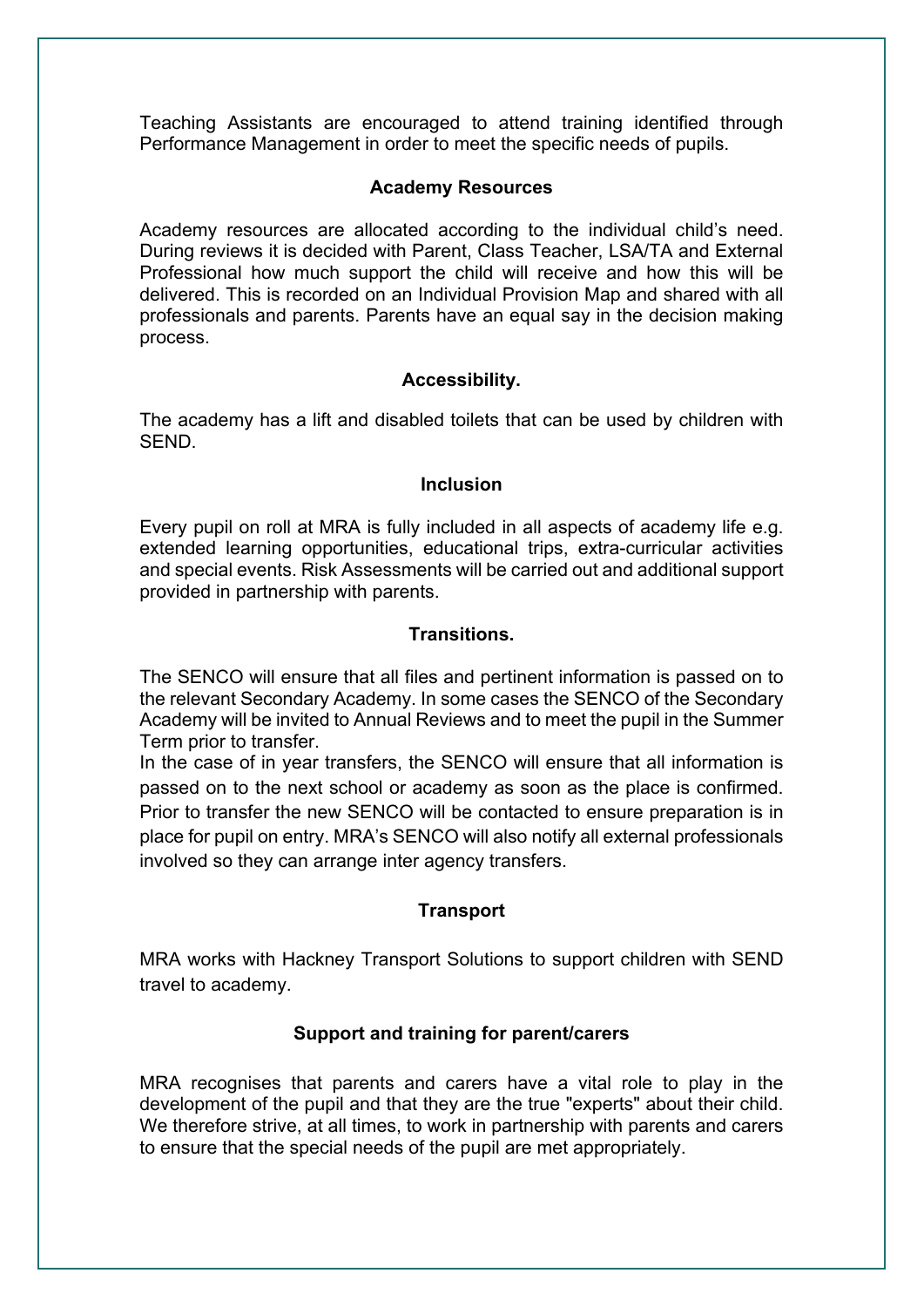Teaching Assistants are encouraged to attend training identified through Performance Management in order to meet the specific needs of pupils.

**Academy Resources**

Academy resources are allocated according to the individual child's need. During reviews it is decided with Parent, Class Teacher, LSA/TA and External Professional how much support the child will receive and how this will be delivered. This is recorded on an Individual Provision Map and shared with all professionals and parents. Parents have an equal say in the decision making process.

**Accessibility.**

The academy has a lift and disabled toilets that can be used by children with SEND.

**Inclusion**

Every pupil on roll at MRA is fully included in all aspects of academy life e.g. extended learning opportunities, educational trips, extra-curricular activities and special events. Risk Assessments will be carried out and additional support provided in partnership with parents.

**Transitions.**

The SENCO will ensure that all files and pertinent information is passed on to the relevant Secondary Academy. In some cases the SENCO of the Secondary Academy will be invited to Annual Reviews and to meet the pupil in the Summer Term prior to transfer.
In the case of in year transfers, the SENCO will ensure that all information is passed on to the next school or academy as soon as the place is confirmed. Prior to transfer the new SENCO will be contacted to ensure preparation is in place for pupil on entry. MRA's SENCO will also notify all external professionals involved so they can arrange inter agency transfers.

**Transport**

MRA works with Hackney Transport Solutions to support children with SEND travel to academy.

**Support and training for parent/carers**

MRA recognises that parents and carers have a vital role to play in the development of the pupil and that they are the true "experts" about their child. We therefore strive, at all times, to work in partnership with parents and carers to ensure that the special needs of the pupil are met appropriately.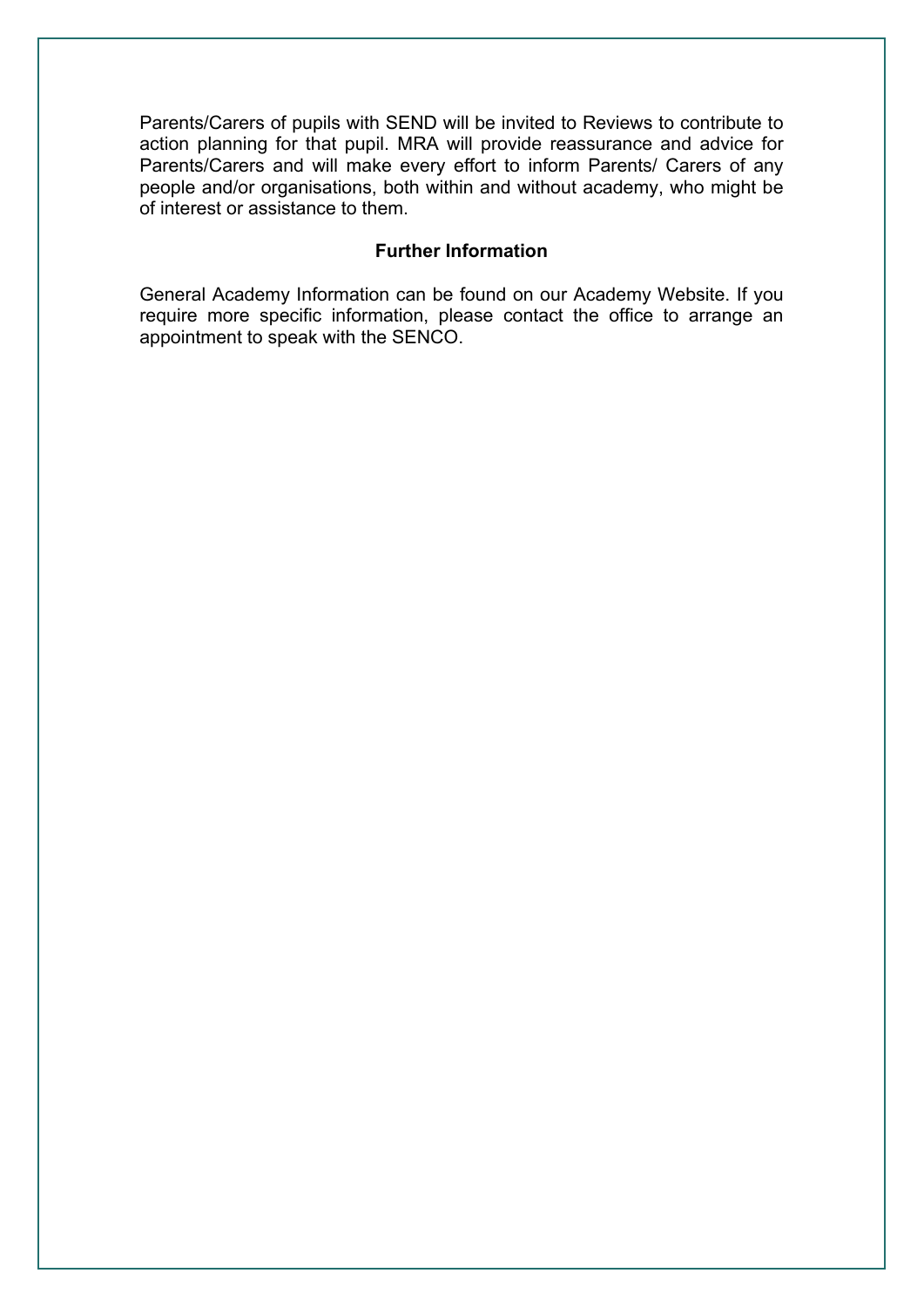Parents/Carers of pupils with SEND will be invited to Reviews to contribute to action planning for that pupil. MRA will provide reassurance and advice for Parents/Carers and will make every effort to inform Parents/ Carers of any people and/or organisations, both within and without academy, who might be of interest or assistance to them.

## Further Information

General Academy Information can be found on our Academy Website. If you require more specific information, please contact the office to arrange an appointment to speak with the SENCO.